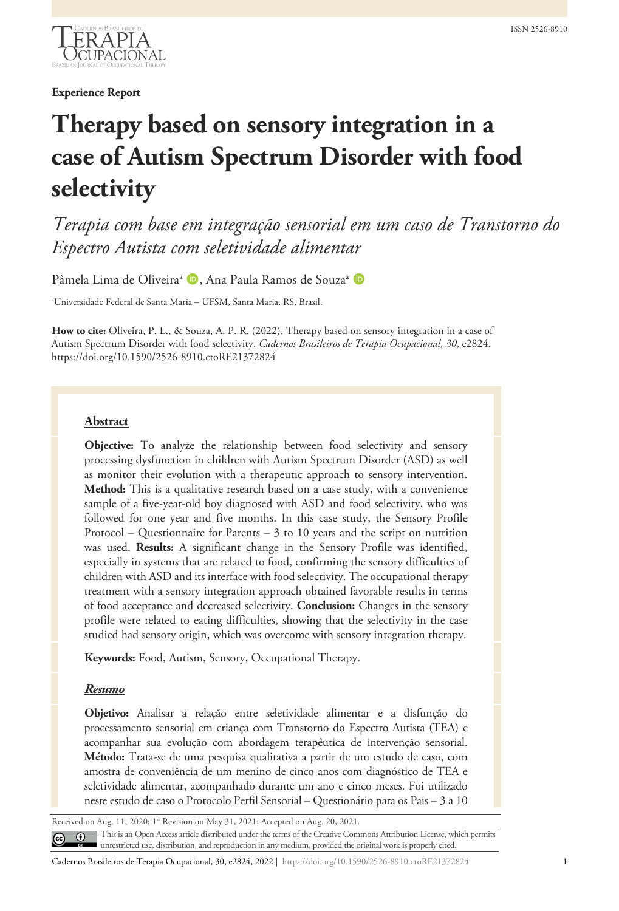Experience Report

# Therapy based on sensory integration in a case of Autism Spectrum Disorder with food selectivity

*Terapia com base em integração sensorial em um caso de Transtorno do Espectro Autista com seletividade alimentar*

Pâmela Lima de Oliveira[a], Ana Paula Ramos de Souza[a]

[a]Universidade Federal de Santa Maria – UFSM, Santa Maria, RS, Brasil.

**How to cite:** Oliveira, P. L., & Souza, A. P. R. (2022). Therapy based on sensory integration in a case of Autism Spectrum Disorder with food selectivity. *Cadernos Brasileiros de Terapia Ocupacional*, *30*, e2824. https://doi.org/10.1590/2526-8910.ctoRE21372824

## Abstract

**Objective:** To analyze the relationship between food selectivity and sensory processing dysfunction in children with Autism Spectrum Disorder (ASD) as well as monitor their evolution with a therapeutic approach to sensory intervention. **Method:** This is a qualitative research based on a case study, with a convenience sample of a five-year-old boy diagnosed with ASD and food selectivity, who was followed for one year and five months. In this case study, the Sensory Profile Protocol – Questionnaire for Parents – 3 to 10 years and the script on nutrition was used. **Results:** A significant change in the Sensory Profile was identified, especially in systems that are related to food, confirming the sensory difficulties of children with ASD and its interface with food selectivity. The occupational therapy treatment with a sensory integration approach obtained favorable results in terms of food acceptance and decreased selectivity. **Conclusion:** Changes in the sensory profile were related to eating difficulties, showing that the selectivity in the case studied had sensory origin, which was overcome with sensory integration therapy.

**Keywords:** Food, Autism, Sensory, Occupational Therapy.

## *Resumo*

**Objetivo:** Analisar a relação entre seletividade alimentar e a disfunção do processamento sensorial em criança com Transtorno do Espectro Autista (TEA) e acompanhar sua evolução com abordagem terapêutica de intervenção sensorial. **Método:** Trata-se de uma pesquisa qualitativa a partir de um estudo de caso, com amostra de conveniência de um menino de cinco anos com diagnóstico de TEA e seletividade alimentar, acompanhado durante um ano e cinco meses. Foi utilizado neste estudo de caso o Protocolo Perfil Sensorial – Questionário para os Pais – 3 a 10

Received on Aug. 11, 2020; 1st Revision on May 31, 2021; Accepted on Aug. 20, 2021.

This is an Open Access article distributed under the terms of the Creative Commons Attribution License, which permits unrestricted use, distribution, and reproduction in any medium, provided the original work is properly cited.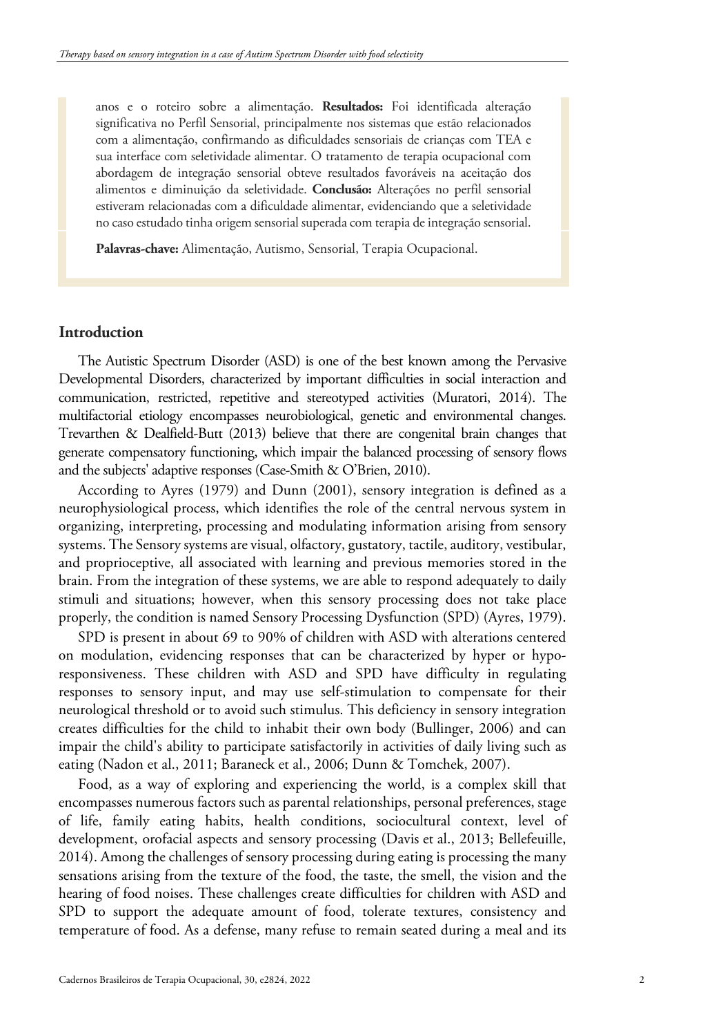anos e o roteiro sobre a alimentação. **Resultados:** Foi identificada alteração significativa no Perfil Sensorial, principalmente nos sistemas que estão relacionados com a alimentação, confirmando as dificuldades sensoriais de crianças com TEA e sua interface com seletividade alimentar. O tratamento de terapia ocupacional com abordagem de integração sensorial obteve resultados favoráveis na aceitação dos alimentos e diminuição da seletividade. **Conclusão:** Alterações no perfil sensorial estiveram relacionadas com a dificuldade alimentar, evidenciando que a seletividade no caso estudado tinha origem sensorial superada com terapia de integração sensorial.

**Palavras-chave:** Alimentação, Autismo, Sensorial, Terapia Ocupacional.

## Introduction

The Autistic Spectrum Disorder (ASD) is one of the best known among the Pervasive Developmental Disorders, characterized by important difficulties in social interaction and communication, restricted, repetitive and stereotyped activities (Muratori, 2014). The multifactorial etiology encompasses neurobiological, genetic and environmental changes. Trevarthen & Dealfield-Butt (2013) believe that there are congenital brain changes that generate compensatory functioning, which impair the balanced processing of sensory flows and the subjects' adaptive responses (Case-Smith & O'Brien, 2010).

According to Ayres (1979) and Dunn (2001), sensory integration is defined as a neurophysiological process, which identifies the role of the central nervous system in organizing, interpreting, processing and modulating information arising from sensory systems. The Sensory systems are visual, olfactory, gustatory, tactile, auditory, vestibular, and proprioceptive, all associated with learning and previous memories stored in the brain. From the integration of these systems, we are able to respond adequately to daily stimuli and situations; however, when this sensory processing does not take place properly, the condition is named Sensory Processing Dysfunction (SPD) (Ayres, 1979).

SPD is present in about 69 to 90% of children with ASD with alterations centered on modulation, evidencing responses that can be characterized by hyper or hypo-responsiveness. These children with ASD and SPD have difficulty in regulating responses to sensory input, and may use self-stimulation to compensate for their neurological threshold or to avoid such stimulus. This deficiency in sensory integration creates difficulties for the child to inhabit their own body (Bullinger, 2006) and can impair the child's ability to participate satisfactorily in activities of daily living such as eating (Nadon et al., 2011; Baraneck et al., 2006; Dunn & Tomchek, 2007).

Food, as a way of exploring and experiencing the world, is a complex skill that encompasses numerous factors such as parental relationships, personal preferences, stage of life, family eating habits, health conditions, sociocultural context, level of development, orofacial aspects and sensory processing (Davis et al., 2013; Bellefeuille, 2014). Among the challenges of sensory processing during eating is processing the many sensations arising from the texture of the food, the taste, the smell, the vision and the hearing of food noises. These challenges create difficulties for children with ASD and SPD to support the adequate amount of food, tolerate textures, consistency and temperature of food. As a defense, many refuse to remain seated during a meal and its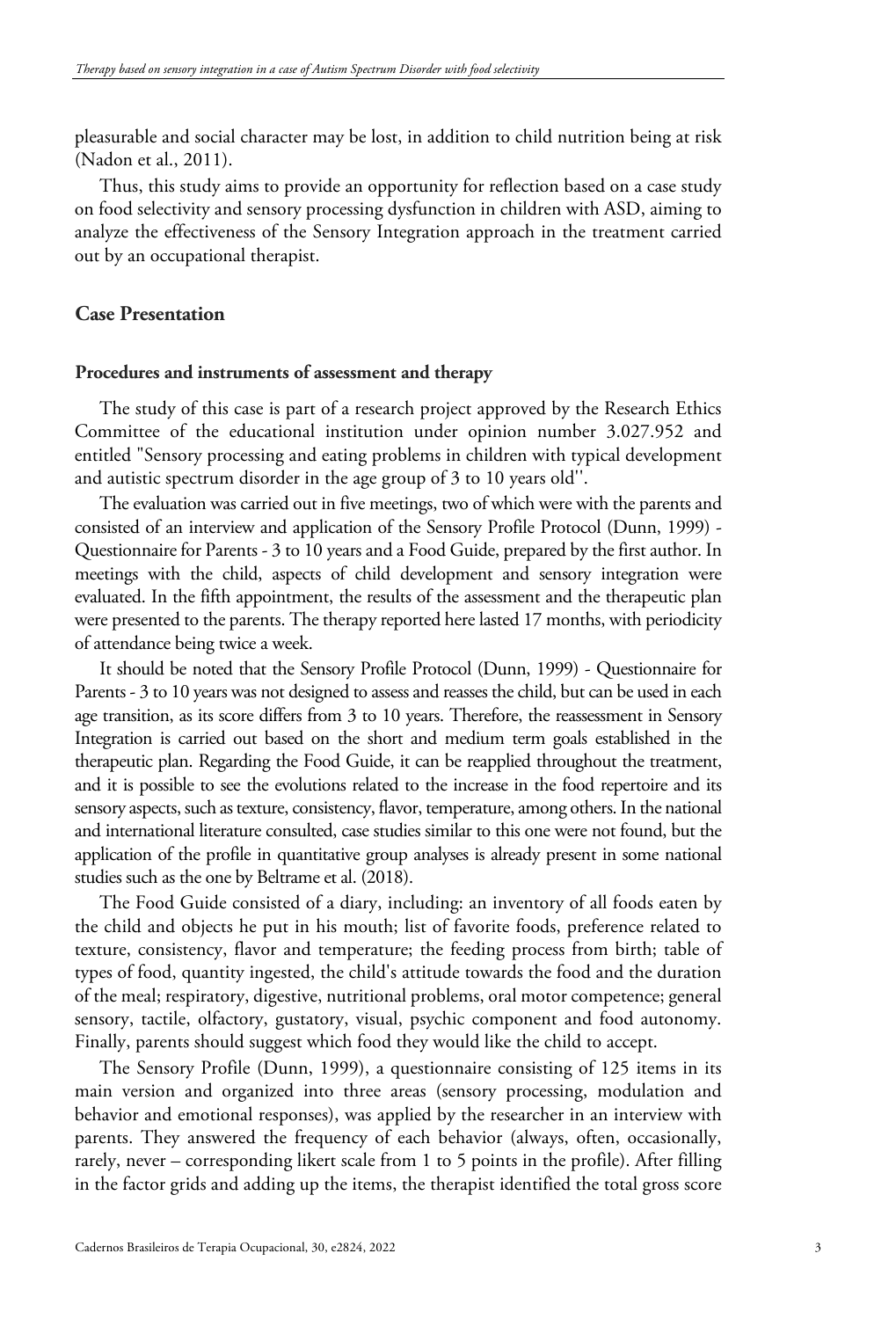pleasurable and social character may be lost, in addition to child nutrition being at risk (Nadon et al., 2011).

Thus, this study aims to provide an opportunity for reflection based on a case study on food selectivity and sensory processing dysfunction in children with ASD, aiming to analyze the effectiveness of the Sensory Integration approach in the treatment carried out by an occupational therapist.

## Case Presentation

### Procedures and instruments of assessment and therapy

The study of this case is part of a research project approved by the Research Ethics Committee of the educational institution under opinion number 3.027.952 and entitled "Sensory processing and eating problems in children with typical development and autistic spectrum disorder in the age group of 3 to 10 years old''.

The evaluation was carried out in five meetings, two of which were with the parents and consisted of an interview and application of the Sensory Profile Protocol (Dunn, 1999) - Questionnaire for Parents - 3 to 10 years and a Food Guide, prepared by the first author. In meetings with the child, aspects of child development and sensory integration were evaluated. In the fifth appointment, the results of the assessment and the therapeutic plan were presented to the parents. The therapy reported here lasted 17 months, with periodicity of attendance being twice a week.

It should be noted that the Sensory Profile Protocol (Dunn, 1999) - Questionnaire for Parents - 3 to 10 years was not designed to assess and reasses the child, but can be used in each age transition, as its score differs from 3 to 10 years. Therefore, the reassessment in Sensory Integration is carried out based on the short and medium term goals established in the therapeutic plan. Regarding the Food Guide, it can be reapplied throughout the treatment, and it is possible to see the evolutions related to the increase in the food repertoire and its sensory aspects, such as texture, consistency, flavor, temperature, among others. In the national and international literature consulted, case studies similar to this one were not found, but the application of the profile in quantitative group analyses is already present in some national studies such as the one by Beltrame et al. (2018).

The Food Guide consisted of a diary, including: an inventory of all foods eaten by the child and objects he put in his mouth; list of favorite foods, preference related to texture, consistency, flavor and temperature; the feeding process from birth; table of types of food, quantity ingested, the child's attitude towards the food and the duration of the meal; respiratory, digestive, nutritional problems, oral motor competence; general sensory, tactile, olfactory, gustatory, visual, psychic component and food autonomy. Finally, parents should suggest which food they would like the child to accept.

The Sensory Profile (Dunn, 1999), a questionnaire consisting of 125 items in its main version and organized into three areas (sensory processing, modulation and behavior and emotional responses), was applied by the researcher in an interview with parents. They answered the frequency of each behavior (always, often, occasionally, rarely, never – corresponding likert scale from 1 to 5 points in the profile). After filling in the factor grids and adding up the items, the therapist identified the total gross score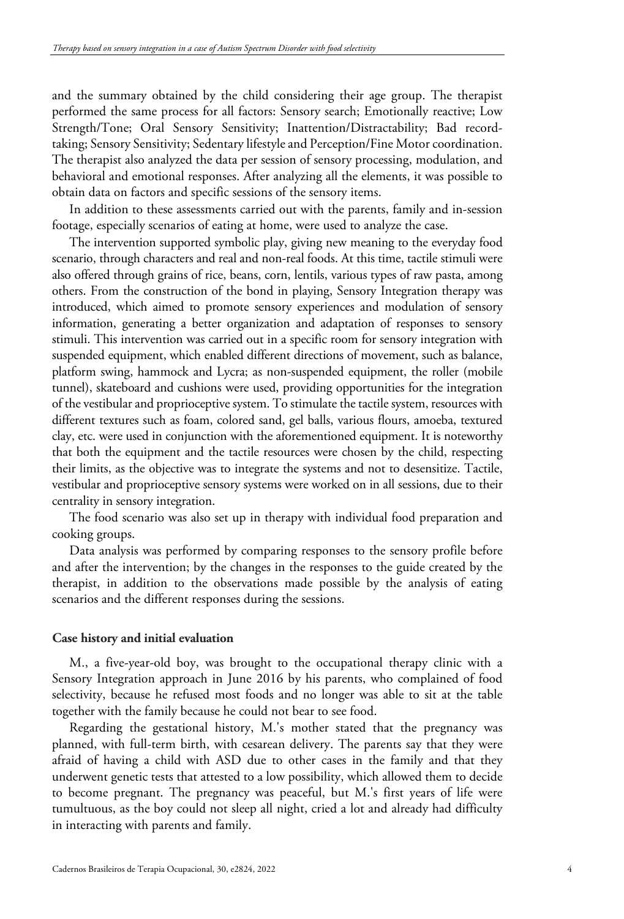and the summary obtained by the child considering their age group. The therapist performed the same process for all factors: Sensory search; Emotionally reactive; Low Strength/Tone; Oral Sensory Sensitivity; Inattention/Distractability; Bad record-taking; Sensory Sensitivity; Sedentary lifestyle and Perception/Fine Motor coordination. The therapist also analyzed the data per session of sensory processing, modulation, and behavioral and emotional responses. After analyzing all the elements, it was possible to obtain data on factors and specific sessions of the sensory items.

In addition to these assessments carried out with the parents, family and in-session footage, especially scenarios of eating at home, were used to analyze the case.

The intervention supported symbolic play, giving new meaning to the everyday food scenario, through characters and real and non-real foods. At this time, tactile stimuli were also offered through grains of rice, beans, corn, lentils, various types of raw pasta, among others. From the construction of the bond in playing, Sensory Integration therapy was introduced, which aimed to promote sensory experiences and modulation of sensory information, generating a better organization and adaptation of responses to sensory stimuli. This intervention was carried out in a specific room for sensory integration with suspended equipment, which enabled different directions of movement, such as balance, platform swing, hammock and Lycra; as non-suspended equipment, the roller (mobile tunnel), skateboard and cushions were used, providing opportunities for the integration of the vestibular and proprioceptive system. To stimulate the tactile system, resources with different textures such as foam, colored sand, gel balls, various flours, amoeba, textured clay, etc. were used in conjunction with the aforementioned equipment. It is noteworthy that both the equipment and the tactile resources were chosen by the child, respecting their limits, as the objective was to integrate the systems and not to desensitize. Tactile, vestibular and proprioceptive sensory systems were worked on in all sessions, due to their centrality in sensory integration.

The food scenario was also set up in therapy with individual food preparation and cooking groups.

Data analysis was performed by comparing responses to the sensory profile before and after the intervention; by the changes in the responses to the guide created by the therapist, in addition to the observations made possible by the analysis of eating scenarios and the different responses during the sessions.

## Case history and initial evaluation

M., a five-year-old boy, was brought to the occupational therapy clinic with a Sensory Integration approach in June 2016 by his parents, who complained of food selectivity, because he refused most foods and no longer was able to sit at the table together with the family because he could not bear to see food.

Regarding the gestational history, M.'s mother stated that the pregnancy was planned, with full-term birth, with cesarean delivery. The parents say that they were afraid of having a child with ASD due to other cases in the family and that they underwent genetic tests that attested to a low possibility, which allowed them to decide to become pregnant. The pregnancy was peaceful, but M.'s first years of life were tumultuous, as the boy could not sleep all night, cried a lot and already had difficulty in interacting with parents and family.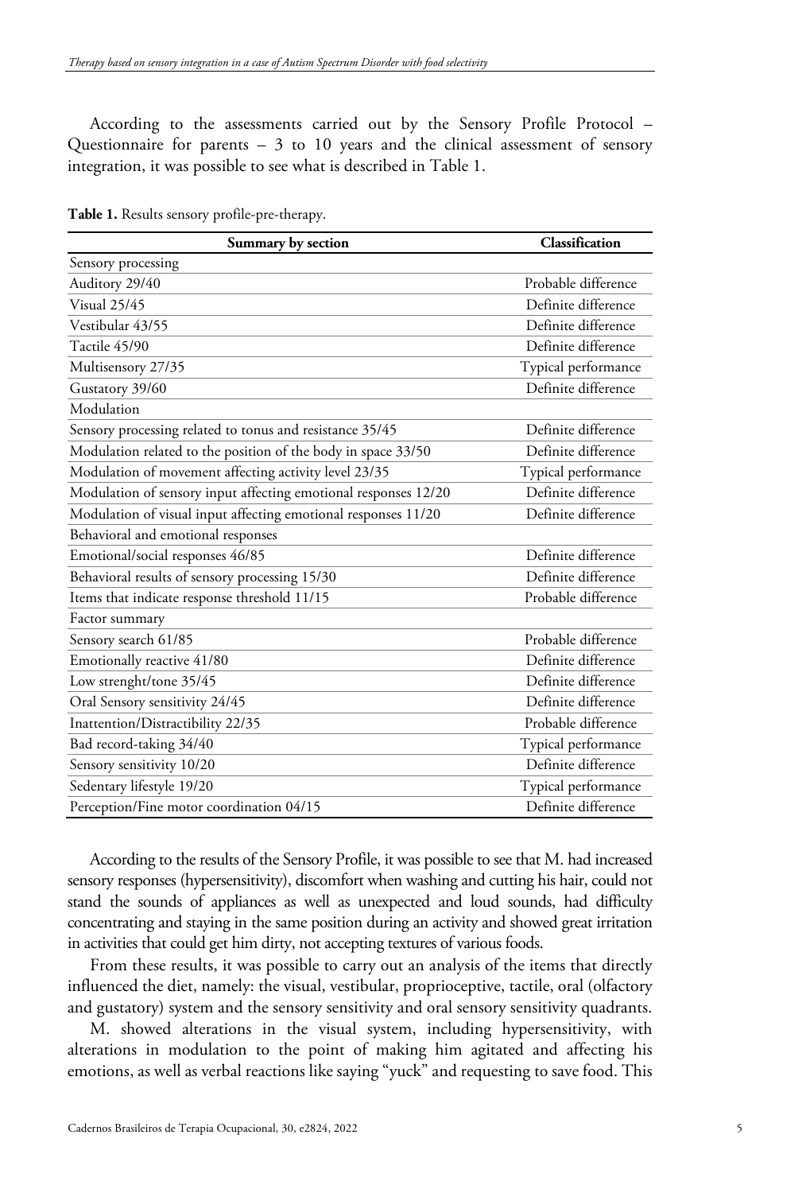According to the assessments carried out by the Sensory Profile Protocol – Questionnaire for parents – 3 to 10 years and the clinical assessment of sensory integration, it was possible to see what is described in Table 1.

**Table 1.** Results sensory profile-pre-therapy.

| Summary by section | Classification |
|---|---|
| Sensory processing | |
| Auditory 29/40 | Probable difference |
| Visual 25/45 | Definite difference |
| Vestibular 43/55 | Definite difference |
| Tactile 45/90 | Definite difference |
| Multisensory 27/35 | Typical performance |
| Gustatory 39/60 | Definite difference |
| Modulation | |
| Sensory processing related to tonus and resistance 35/45 | Definite difference |
| Modulation related to the position of the body in space 33/50 | Definite difference |
| Modulation of movement affecting activity level 23/35 | Typical performance |
| Modulation of sensory input affecting emotional responses 12/20 | Definite difference |
| Modulation of visual input affecting emotional responses 11/20 | Definite difference |
| Behavioral and emotional responses | |
| Emotional/social responses 46/85 | Definite difference |
| Behavioral results of sensory processing 15/30 | Definite difference |
| Items that indicate response threshold 11/15 | Probable difference |
| Factor summary | |
| Sensory search 61/85 | Probable difference |
| Emotionally reactive 41/80 | Definite difference |
| Low strenght/tone 35/45 | Definite difference |
| Oral Sensory sensitivity 24/45 | Definite difference |
| Inattention/Distractibility 22/35 | Probable difference |
| Bad record-taking 34/40 | Typical performance |
| Sensory sensitivity 10/20 | Definite difference |
| Sedentary lifestyle 19/20 | Typical performance |
| Perception/Fine motor coordination 04/15 | Definite difference |

According to the results of the Sensory Profile, it was possible to see that M. had increased sensory responses (hypersensitivity), discomfort when washing and cutting his hair, could not stand the sounds of appliances as well as unexpected and loud sounds, had difficulty concentrating and staying in the same position during an activity and showed great irritation in activities that could get him dirty, not accepting textures of various foods.

From these results, it was possible to carry out an analysis of the items that directly influenced the diet, namely: the visual, vestibular, proprioceptive, tactile, oral (olfactory and gustatory) system and the sensory sensitivity and oral sensory sensitivity quadrants.

M. showed alterations in the visual system, including hypersensitivity, with alterations in modulation to the point of making him agitated and affecting his emotions, as well as verbal reactions like saying "yuck" and requesting to save food. This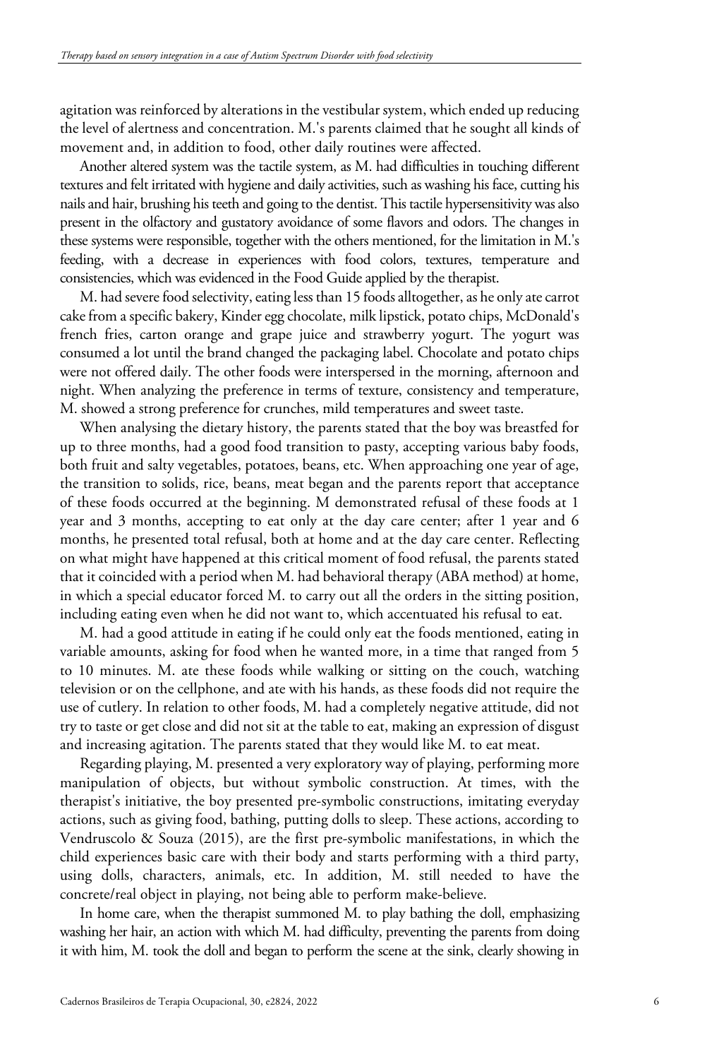agitation was reinforced by alterations in the vestibular system, which ended up reducing the level of alertness and concentration. M.'s parents claimed that he sought all kinds of movement and, in addition to food, other daily routines were affected.

Another altered system was the tactile system, as M. had difficulties in touching different textures and felt irritated with hygiene and daily activities, such as washing his face, cutting his nails and hair, brushing his teeth and going to the dentist. This tactile hypersensitivity was also present in the olfactory and gustatory avoidance of some flavors and odors. The changes in these systems were responsible, together with the others mentioned, for the limitation in M.'s feeding, with a decrease in experiences with food colors, textures, temperature and consistencies, which was evidenced in the Food Guide applied by the therapist.

M. had severe food selectivity, eating less than 15 foods alltogether, as he only ate carrot cake from a specific bakery, Kinder egg chocolate, milk lipstick, potato chips, McDonald's french fries, carton orange and grape juice and strawberry yogurt. The yogurt was consumed a lot until the brand changed the packaging label. Chocolate and potato chips were not offered daily. The other foods were interspersed in the morning, afternoon and night. When analyzing the preference in terms of texture, consistency and temperature, M. showed a strong preference for crunches, mild temperatures and sweet taste.

When analysing the dietary history, the parents stated that the boy was breastfed for up to three months, had a good food transition to pasty, accepting various baby foods, both fruit and salty vegetables, potatoes, beans, etc. When approaching one year of age, the transition to solids, rice, beans, meat began and the parents report that acceptance of these foods occurred at the beginning. M demonstrated refusal of these foods at 1 year and 3 months, accepting to eat only at the day care center; after 1 year and 6 months, he presented total refusal, both at home and at the day care center. Reflecting on what might have happened at this critical moment of food refusal, the parents stated that it coincided with a period when M. had behavioral therapy (ABA method) at home, in which a special educator forced M. to carry out all the orders in the sitting position, including eating even when he did not want to, which accentuated his refusal to eat.

M. had a good attitude in eating if he could only eat the foods mentioned, eating in variable amounts, asking for food when he wanted more, in a time that ranged from 5 to 10 minutes. M. ate these foods while walking or sitting on the couch, watching television or on the cellphone, and ate with his hands, as these foods did not require the use of cutlery. In relation to other foods, M. had a completely negative attitude, did not try to taste or get close and did not sit at the table to eat, making an expression of disgust and increasing agitation. The parents stated that they would like M. to eat meat.

Regarding playing, M. presented a very exploratory way of playing, performing more manipulation of objects, but without symbolic construction. At times, with the therapist's initiative, the boy presented pre-symbolic constructions, imitating everyday actions, such as giving food, bathing, putting dolls to sleep. These actions, according to Vendruscolo & Souza (2015), are the first pre-symbolic manifestations, in which the child experiences basic care with their body and starts performing with a third party, using dolls, characters, animals, etc. In addition, M. still needed to have the concrete/real object in playing, not being able to perform make-believe.

In home care, when the therapist summoned M. to play bathing the doll, emphasizing washing her hair, an action with which M. had difficulty, preventing the parents from doing it with him, M. took the doll and began to perform the scene at the sink, clearly showing in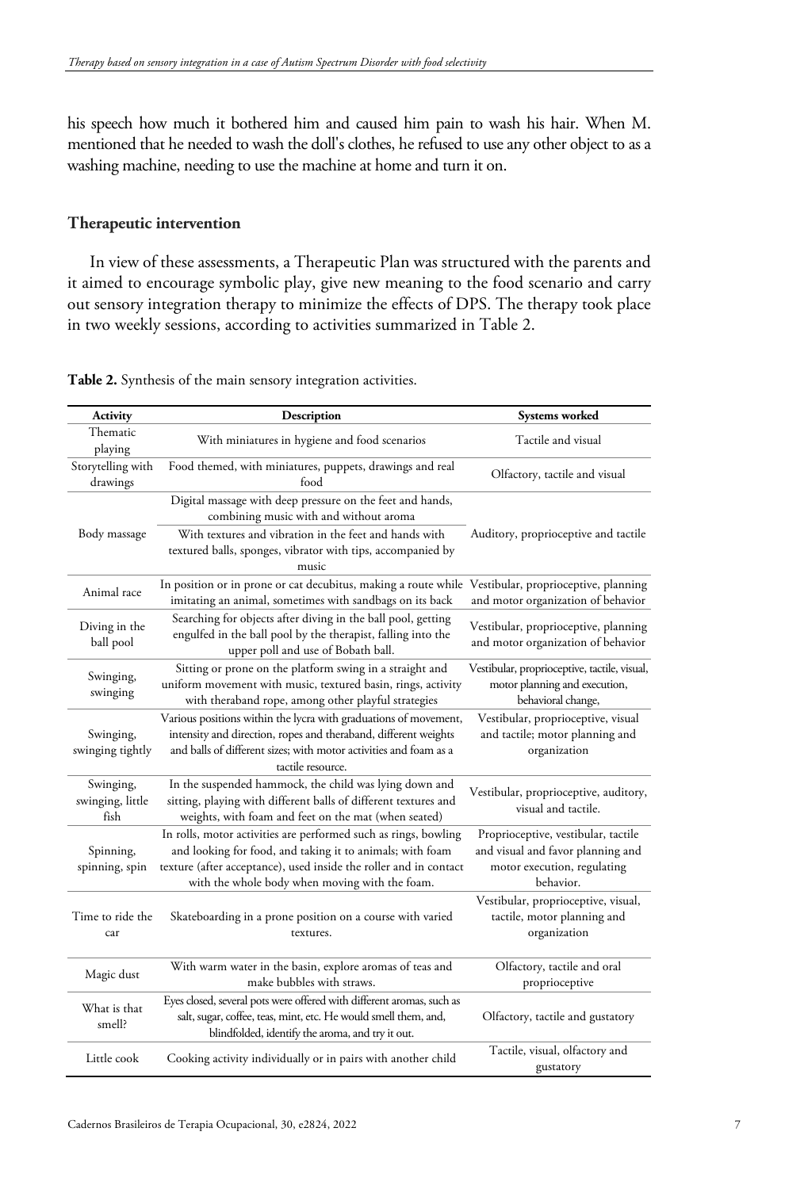his speech how much it bothered him and caused him pain to wash his hair. When M. mentioned that he needed to wash the doll's clothes, he refused to use any other object to as a washing machine, needing to use the machine at home and turn it on.

## Therapeutic intervention

In view of these assessments, a Therapeutic Plan was structured with the parents and it aimed to encourage symbolic play, give new meaning to the food scenario and carry out sensory integration therapy to minimize the effects of DPS. The therapy took place in two weekly sessions, according to activities summarized in Table 2.

**Table 2.** Synthesis of the main sensory integration activities.

| Activity | Description | Systems worked |
|---|---|---|
| Thematic playing | With miniatures in hygiene and food scenarios | Tactile and visual |
| Storytelling with drawings | Food themed, with miniatures, puppets, drawings and real food | Olfactory, tactile and visual |
| Body massage | Digital massage with deep pressure on the feet and hands, combining music with and without aroma | Auditory, proprioceptive and tactile |
| | With textures and vibration in the feet and hands with textured balls, sponges, vibrator with tips, accompanied by music | |
| Animal race | In position or in prone or cat decubitus, making a route while imitating an animal, sometimes with sandbags on its back | Vestibular, proprioceptive, planning and motor organization of behavior |
| Diving in the ball pool | Searching for objects after diving in the ball pool, getting engulfed in the ball pool by the therapist, falling into the upper poll and use of Bobath ball. | Vestibular, proprioceptive, planning and motor organization of behavior |
| Swinging, swinging | Sitting or prone on the platform swing in a straight and uniform movement with music, textured basin, rings, activity with theraband rope, among other playful strategies | Vestibular, proprioceptive, tactile, visual, motor planning and execution, behavioral change, |
| Swinging, swinging tightly | Various positions within the lycra with graduations of movement, intensity and direction, ropes and theraband, different weights and balls of different sizes; with motor activities and foam as a tactile resource. | Vestibular, proprioceptive, visual and tactile; motor planning and organization |
| Swinging, swinging, little fish | In the suspended hammock, the child was lying down and sitting, playing with different balls of different textures and weights, with foam and feet on the mat (when seated) | Vestibular, proprioceptive, auditory, visual and tactile. |
| Spinning, spinning, spin | In rolls, motor activities are performed such as rings, bowling and looking for food, and taking it to animals; with foam texture (after acceptance), used inside the roller and in contact with the whole body when moving with the foam. | Proprioceptive, vestibular, tactile and visual and favor planning and motor execution, regulating behavior. |
| Time to ride the car | Skateboarding in a prone position on a course with varied textures. | Vestibular, proprioceptive, visual, tactile, motor planning and organization |
| Magic dust | With warm water in the basin, explore aromas of teas and make bubbles with straws. | Olfactory, tactile and oral proprioceptive |
| What is that smell? | Eyes closed, several pots were offered with different aromas, such as salt, sugar, coffee, teas, mint, etc. He would smell them, and, blindfolded, identify the aroma, and try it out. | Olfactory, tactile and gustatory |
| Little cook | Cooking activity individually or in pairs with another child | Tactile, visual, olfactory and gustatory |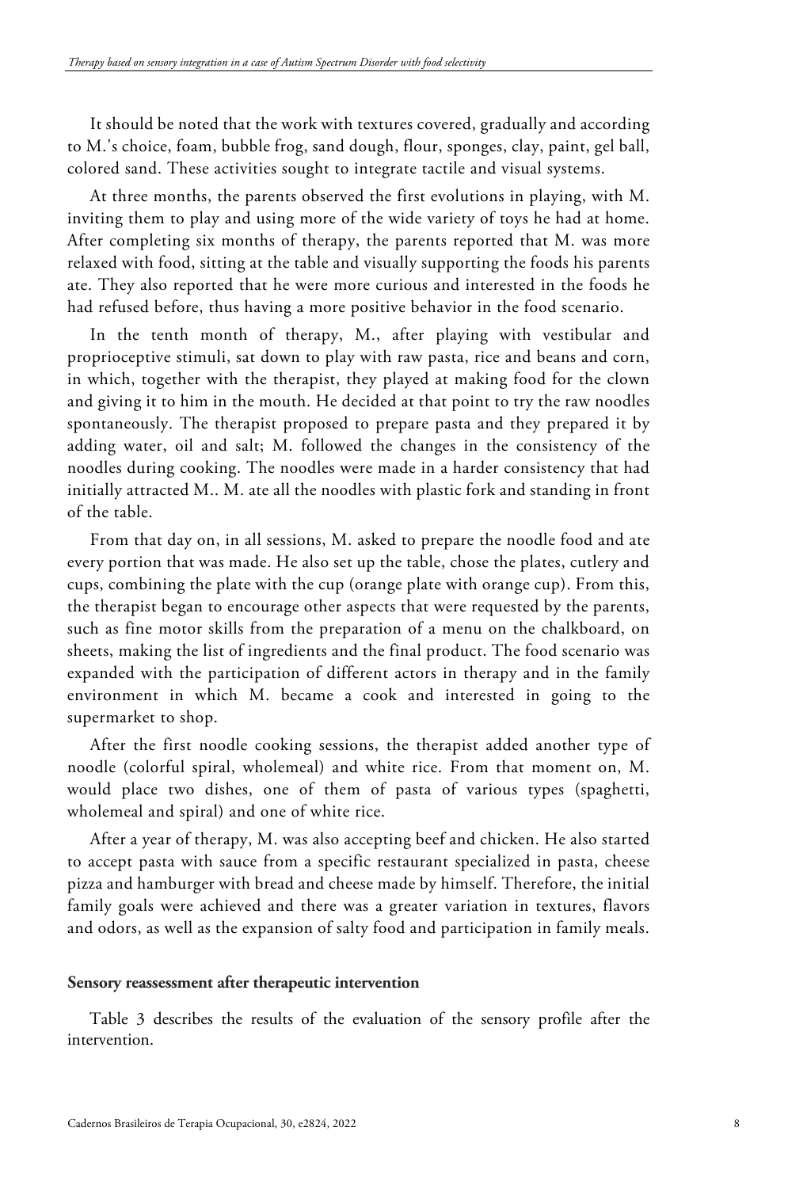It should be noted that the work with textures covered, gradually and according to M.'s choice, foam, bubble frog, sand dough, flour, sponges, clay, paint, gel ball, colored sand. These activities sought to integrate tactile and visual systems.

At three months, the parents observed the first evolutions in playing, with M. inviting them to play and using more of the wide variety of toys he had at home. After completing six months of therapy, the parents reported that M. was more relaxed with food, sitting at the table and visually supporting the foods his parents ate. They also reported that he were more curious and interested in the foods he had refused before, thus having a more positive behavior in the food scenario.

In the tenth month of therapy, M., after playing with vestibular and proprioceptive stimuli, sat down to play with raw pasta, rice and beans and corn, in which, together with the therapist, they played at making food for the clown and giving it to him in the mouth. He decided at that point to try the raw noodles spontaneously. The therapist proposed to prepare pasta and they prepared it by adding water, oil and salt; M. followed the changes in the consistency of the noodles during cooking. The noodles were made in a harder consistency that had initially attracted M.. M. ate all the noodles with plastic fork and standing in front of the table.

From that day on, in all sessions, M. asked to prepare the noodle food and ate every portion that was made. He also set up the table, chose the plates, cutlery and cups, combining the plate with the cup (orange plate with orange cup). From this, the therapist began to encourage other aspects that were requested by the parents, such as fine motor skills from the preparation of a menu on the chalkboard, on sheets, making the list of ingredients and the final product. The food scenario was expanded with the participation of different actors in therapy and in the family environment in which M. became a cook and interested in going to the supermarket to shop.

After the first noodle cooking sessions, the therapist added another type of noodle (colorful spiral, wholemeal) and white rice. From that moment on, M. would place two dishes, one of them of pasta of various types (spaghetti, wholemeal and spiral) and one of white rice.

After a year of therapy, M. was also accepting beef and chicken. He also started to accept pasta with sauce from a specific restaurant specialized in pasta, cheese pizza and hamburger with bread and cheese made by himself. Therefore, the initial family goals were achieved and there was a greater variation in textures, flavors and odors, as well as the expansion of salty food and participation in family meals.

#### Sensory reassessment after therapeutic intervention

Table 3 describes the results of the evaluation of the sensory profile after the intervention.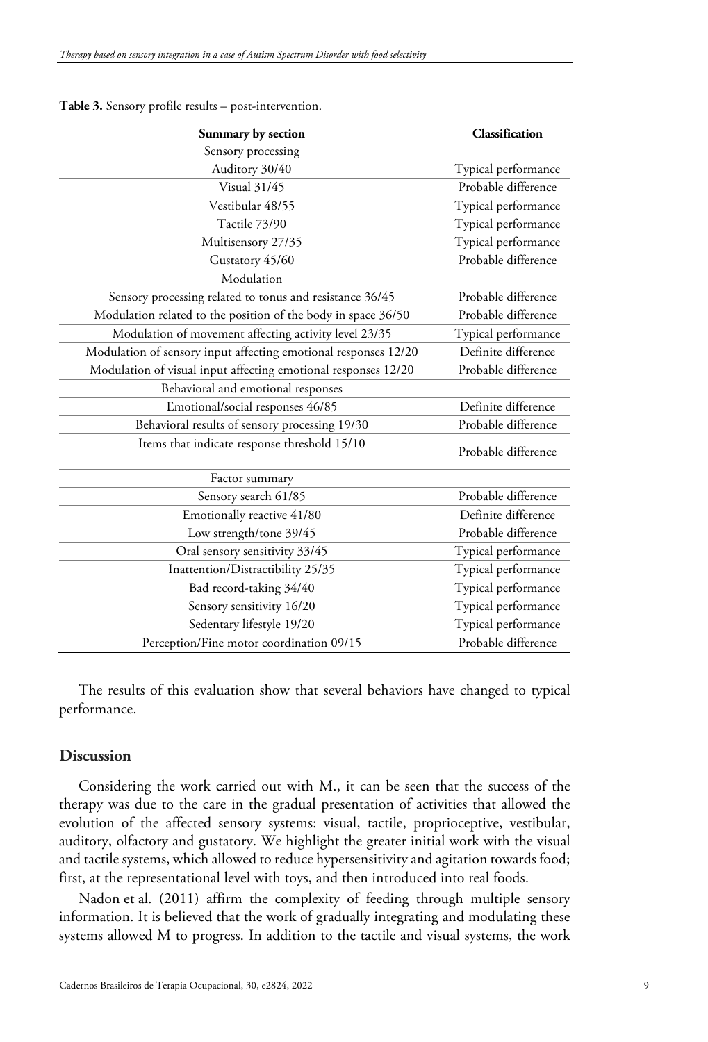**Table 3.** Sensory profile results – post-intervention.

| Summary by section | Classification |
|---|---|
| Sensory processing | |
| Auditory 30/40 | Typical performance |
| Visual 31/45 | Probable difference |
| Vestibular 48/55 | Typical performance |
| Tactile 73/90 | Typical performance |
| Multisensory 27/35 | Typical performance |
| Gustatory 45/60 | Probable difference |
| Modulation | |
| Sensory processing related to tonus and resistance 36/45 | Probable difference |
| Modulation related to the position of the body in space 36/50 | Probable difference |
| Modulation of movement affecting activity level 23/35 | Typical performance |
| Modulation of sensory input affecting emotional responses 12/20 | Definite difference |
| Modulation of visual input affecting emotional responses 12/20 | Probable difference |
| Behavioral and emotional responses | |
| Emotional/social responses 46/85 | Definite difference |
| Behavioral results of sensory processing 19/30 | Probable difference |
| Items that indicate response threshold 15/10 | Probable difference |
| Factor summary | |
| Sensory search 61/85 | Probable difference |
| Emotionally reactive 41/80 | Definite difference |
| Low strength/tone 39/45 | Probable difference |
| Oral sensory sensitivity 33/45 | Typical performance |
| Inattention/Distractibility 25/35 | Typical performance |
| Bad record-taking 34/40 | Typical performance |
| Sensory sensitivity 16/20 | Typical performance |
| Sedentary lifestyle 19/20 | Typical performance |
| Perception/Fine motor coordination 09/15 | Probable difference |

The results of this evaluation show that several behaviors have changed to typical performance.

## Discussion

Considering the work carried out with M., it can be seen that the success of the therapy was due to the care in the gradual presentation of activities that allowed the evolution of the affected sensory systems: visual, tactile, proprioceptive, vestibular, auditory, olfactory and gustatory. We highlight the greater initial work with the visual and tactile systems, which allowed to reduce hypersensitivity and agitation towards food; first, at the representational level with toys, and then introduced into real foods.

Nadon et al. (2011) affirm the complexity of feeding through multiple sensory information. It is believed that the work of gradually integrating and modulating these systems allowed M to progress. In addition to the tactile and visual systems, the work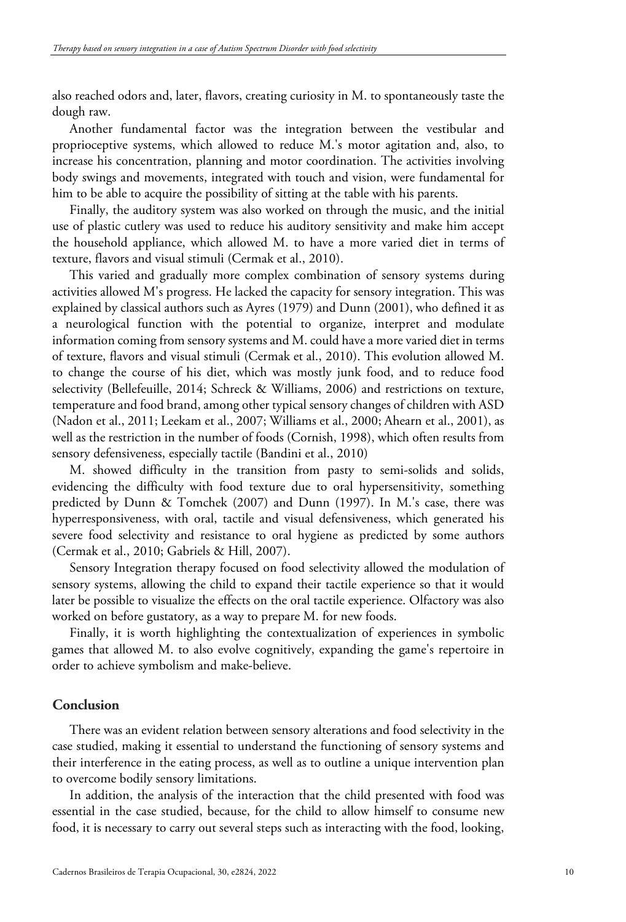also reached odors and, later, flavors, creating curiosity in M. to spontaneously taste the dough raw.

Another fundamental factor was the integration between the vestibular and proprioceptive systems, which allowed to reduce M.'s motor agitation and, also, to increase his concentration, planning and motor coordination. The activities involving body swings and movements, integrated with touch and vision, were fundamental for him to be able to acquire the possibility of sitting at the table with his parents.

Finally, the auditory system was also worked on through the music, and the initial use of plastic cutlery was used to reduce his auditory sensitivity and make him accept the household appliance, which allowed M. to have a more varied diet in terms of texture, flavors and visual stimuli (Cermak et al., 2010).

This varied and gradually more complex combination of sensory systems during activities allowed M's progress. He lacked the capacity for sensory integration. This was explained by classical authors such as Ayres (1979) and Dunn (2001), who defined it as a neurological function with the potential to organize, interpret and modulate information coming from sensory systems and M. could have a more varied diet in terms of texture, flavors and visual stimuli (Cermak et al., 2010). This evolution allowed M. to change the course of his diet, which was mostly junk food, and to reduce food selectivity (Bellefeuille, 2014; Schreck & Williams, 2006) and restrictions on texture, temperature and food brand, among other typical sensory changes of children with ASD (Nadon et al., 2011; Leekam et al., 2007; Williams et al., 2000; Ahearn et al., 2001), as well as the restriction in the number of foods (Cornish, 1998), which often results from sensory defensiveness, especially tactile (Bandini et al., 2010)

M. showed difficulty in the transition from pasty to semi-solids and solids, evidencing the difficulty with food texture due to oral hypersensitivity, something predicted by Dunn & Tomchek (2007) and Dunn (1997). In M.'s case, there was hyperresponsiveness, with oral, tactile and visual defensiveness, which generated his severe food selectivity and resistance to oral hygiene as predicted by some authors (Cermak et al., 2010; Gabriels & Hill, 2007).

Sensory Integration therapy focused on food selectivity allowed the modulation of sensory systems, allowing the child to expand their tactile experience so that it would later be possible to visualize the effects on the oral tactile experience. Olfactory was also worked on before gustatory, as a way to prepare M. for new foods.

Finally, it is worth highlighting the contextualization of experiences in symbolic games that allowed M. to also evolve cognitively, expanding the game's repertoire in order to achieve symbolism and make-believe.

## Conclusion

There was an evident relation between sensory alterations and food selectivity in the case studied, making it essential to understand the functioning of sensory systems and their interference in the eating process, as well as to outline a unique intervention plan to overcome bodily sensory limitations.

In addition, the analysis of the interaction that the child presented with food was essential in the case studied, because, for the child to allow himself to consume new food, it is necessary to carry out several steps such as interacting with the food, looking,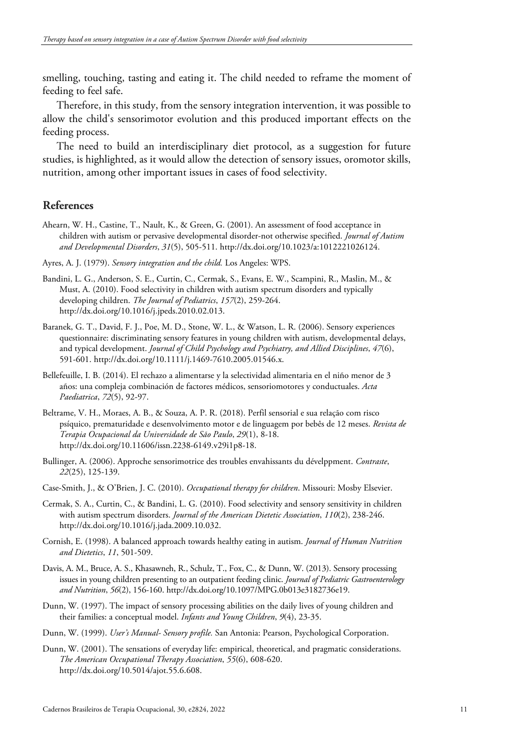smelling, touching, tasting and eating it. The child needed to reframe the moment of feeding to feel safe.

Therefore, in this study, from the sensory integration intervention, it was possible to allow the child's sensorimotor evolution and this produced important effects on the feeding process.

The need to build an interdisciplinary diet protocol, as a suggestion for future studies, is highlighted, as it would allow the detection of sensory issues, oromotor skills, nutrition, among other important issues in cases of food selectivity.

## References

Ahearn, W. H., Castine, T., Nault, K., & Green, G. (2001). An assessment of food acceptance in children with autism or pervasive developmental disorder-not otherwise specified. *Journal of Autism and Developmental Disorders*, *31*(5), 505-511. http://dx.doi.org/10.1023/a:1012221026124.

Ayres, A. J. (1979). *Sensory integration and the child.* Los Angeles: WPS.

Bandini, L. G., Anderson, S. E., Curtin, C., Cermak, S., Evans, E. W., Scampini, R., Maslin, M., & Must, A. (2010). Food selectivity in children with autism spectrum disorders and typically developing children. *The Journal of Pediatrics*, *157*(2), 259-264. http://dx.doi.org/10.1016/j.jpeds.2010.02.013.

Baranek, G. T., David, F. J., Poe, M. D., Stone, W. L., & Watson, L. R. (2006). Sensory experiences questionnaire: discriminating sensory features in young children with autism, developmental delays, and typical development. *Journal of Child Psychology and Psychiatry, and Allied Disciplines*, *47*(6), 591-601. http://dx.doi.org/10.1111/j.1469-7610.2005.01546.x.

Bellefeuille, I. B. (2014). El rechazo a alimentarse y la selectividad alimentaria en el niño menor de 3 años: una compleja combinación de factores médicos, sensoriomotores y conductuales. *Acta Paediatrica*, *72*(5), 92-97.

Beltrame, V. H., Moraes, A. B., & Souza, A. P. R. (2018). Perfil sensorial e sua relação com risco psíquico, prematuridade e desenvolvimento motor e de linguagem por bebês de 12 meses. *Revista de Terapia Ocupacional da Universidade de São Paulo*, *29*(1), 8-18. http://dx.doi.org/10.11606/issn.2238-6149.v29i1p8-18.

Bullinger, A. (2006). Approche sensorimotrice des troubles envahissants du dévelppment. *Contraste*, *22*(25), 125-139.

Case-Smith, J., & O'Brien, J. C. (2010). *Occupational therapy for children*. Missouri: Mosby Elsevier.

Cermak, S. A., Curtin, C., & Bandini, L. G. (2010). Food selectivity and sensory sensitivity in children with autism spectrum disorders. *Journal of the American Dietetic Association*, *110*(2), 238-246. http://dx.doi.org/10.1016/j.jada.2009.10.032.

Cornish, E. (1998). A balanced approach towards healthy eating in autism. *Journal of Human Nutrition and Dietetics*, *11*, 501-509.

Davis, A. M., Bruce, A. S., Khasawneh, R., Schulz, T., Fox, C., & Dunn, W. (2013). Sensory processing issues in young children presenting to an outpatient feeding clinic. *Journal of Pediatric Gastroenterology and Nutrition*, *56*(2), 156-160. http://dx.doi.org/10.1097/MPG.0b013e3182736e19.

Dunn, W. (1997). The impact of sensory processing abilities on the daily lives of young children and their families: a conceptual model. *Infants and Young Children*, *9*(4), 23-35.

Dunn, W. (1999). *User's Manual- Sensory profile.* San Antonia: Pearson, Psychological Corporation.

Dunn, W. (2001). The sensations of everyday life: empirical, theoretical, and pragmatic considerations. *The American Occupational Therapy Association*, *55*(6), 608-620. http://dx.doi.org/10.5014/ajot.55.6.608.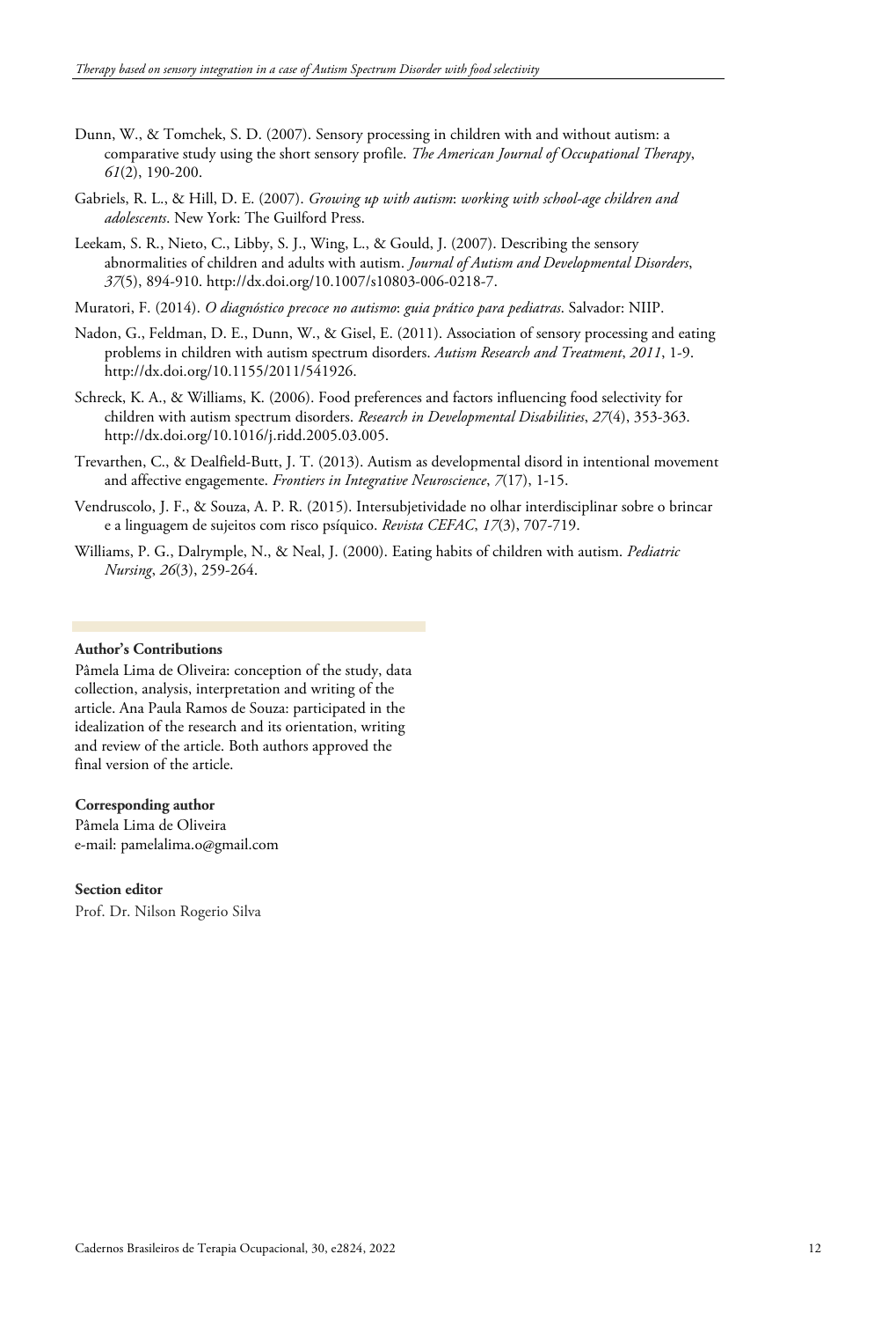Dunn, W., & Tomchek, S. D. (2007). Sensory processing in children with and without autism: a comparative study using the short sensory profile. *The American Journal of Occupational Therapy*, *61*(2), 190-200.

Gabriels, R. L., & Hill, D. E. (2007). *Growing up with autism*: *working with school-age children and adolescents*. New York: The Guilford Press.

Leekam, S. R., Nieto, C., Libby, S. J., Wing, L., & Gould, J. (2007). Describing the sensory abnormalities of children and adults with autism. *Journal of Autism and Developmental Disorders*, *37*(5), 894-910. http://dx.doi.org/10.1007/s10803-006-0218-7.

Muratori, F. (2014). *O diagnóstico precoce no autismo*: *guia prático para pediatras*. Salvador: NIIP.

Nadon, G., Feldman, D. E., Dunn, W., & Gisel, E. (2011). Association of sensory processing and eating problems in children with autism spectrum disorders. *Autism Research and Treatment*, *2011*, 1-9. http://dx.doi.org/10.1155/2011/541926.

Schreck, K. A., & Williams, K. (2006). Food preferences and factors influencing food selectivity for children with autism spectrum disorders. *Research in Developmental Disabilities*, *27*(4), 353-363. http://dx.doi.org/10.1016/j.ridd.2005.03.005.

Trevarthen, C., & Dealfield-Butt, J. T. (2013). Autism as developmental disord in intentional movement and affective engagemente. *Frontiers in Integrative Neuroscience*, *7*(17), 1-15.

Vendruscolo, J. F., & Souza, A. P. R. (2015). Intersubjetividade no olhar interdisciplinar sobre o brincar e a linguagem de sujeitos com risco psíquico. *Revista CEFAC*, *17*(3), 707-719.

Williams, P. G., Dalrymple, N., & Neal, J. (2000). Eating habits of children with autism. *Pediatric Nursing*, *26*(3), 259-264.

**Author's Contributions**

Pâmela Lima de Oliveira: conception of the study, data collection, analysis, interpretation and writing of the article. Ana Paula Ramos de Souza: participated in the idealization of the research and its orientation, writing and review of the article. Both authors approved the final version of the article.

**Corresponding author**

Pâmela Lima de Oliveira
e-mail: pamelalima.o@gmail.com

**Section editor**

Prof. Dr. Nilson Rogerio Silva